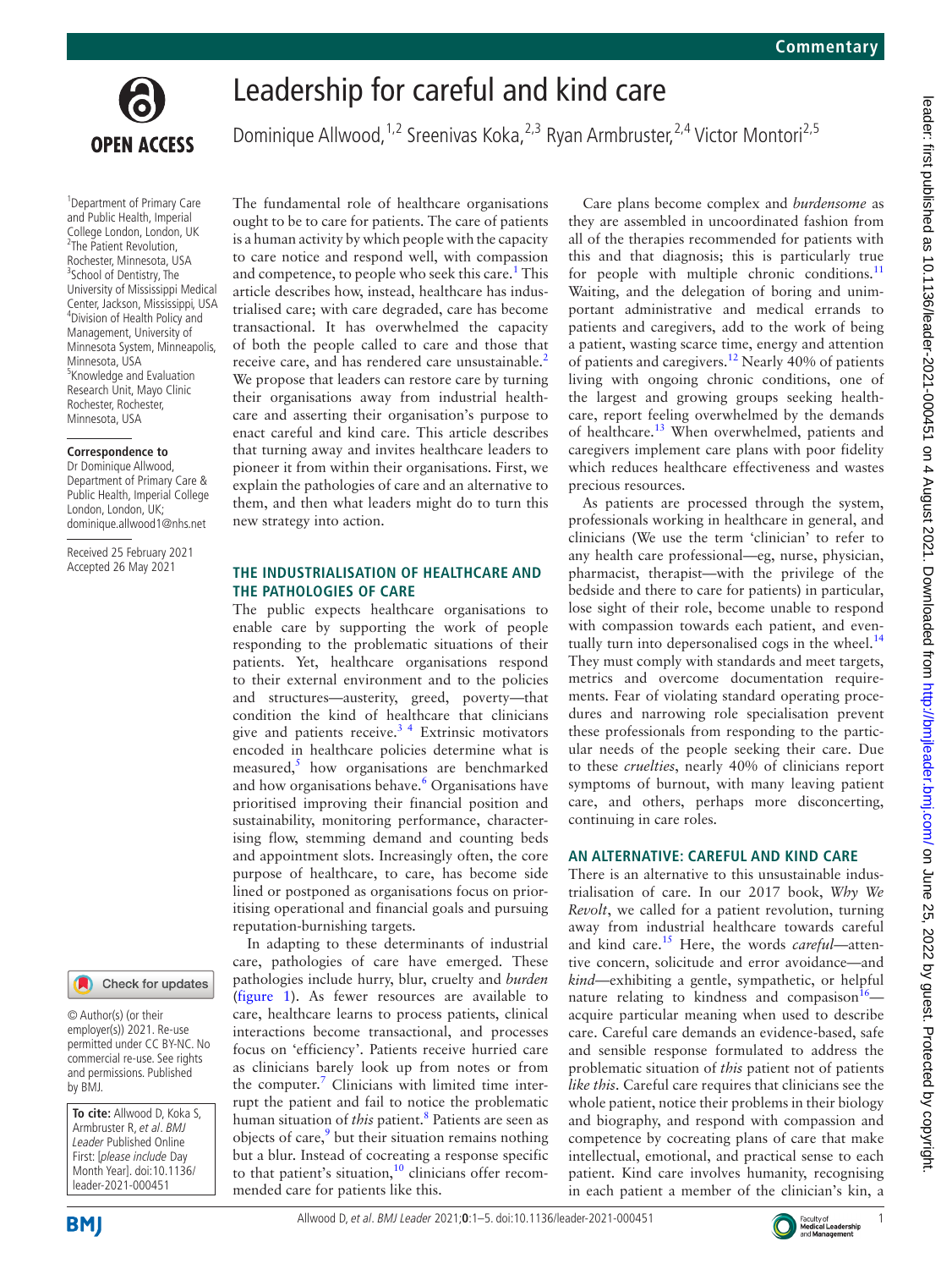# Leadership for careful and kind care

Dominique Allwood,[1,2] Sreenivas Koka,[2,3] Ryan Armbruster,[2,4] Victor Montori[2,5]

[1]Department of Primary Care and Public Health, Imperial College London, London, UK
[2]The Patient Revolution, Rochester, Minnesota, USA
[3]School of Dentistry, The University of Mississippi Medical Center, Jackson, Mississippi, USA
[4]Division of Health Policy and Management, University of Minnesota System, Minneapolis, Minnesota, USA
[5]Knowledge and Evaluation Research Unit, Mayo Clinic Rochester, Rochester, Minnesota, USA

**Correspondence to**
Dr Dominique Allwood, Department of Primary Care & Public Health, Imperial College London, London, UK; dominique.allwood1@nhs.net

Received 25 February 2021
Accepted 26 May 2021

© Author(s) (or their employer(s)) 2021. Re-use permitted under CC BY-NC. No commercial re-use. See rights and permissions. Published by BMJ.

**To cite:** Allwood D, Koka S, Armbruster R, *et al*. *BMJ Leader* Published Online First: [*please include* Day Month Year]. doi:10.1136/leader-2021-000451

The fundamental role of healthcare organisations ought to be to care for patients. The care of patients is a human activity by which people with the capacity to care notice and respond well, with compassion and competence, to people who seek this care.[1] This article describes how, instead, healthcare has industrialised care; with care degraded, care has become transactional. It has overwhelmed the capacity of both the people called to care and those that receive care, and has rendered care unsustainable.[2] We propose that leaders can restore care by turning their organisations away from industrial healthcare and asserting their organisation's purpose to enact careful and kind care. This article describes that turning away and invites healthcare leaders to pioneer it from within their organisations. First, we explain the pathologies of care and an alternative to them, and then what leaders might do to turn this new strategy into action.

## THE INDUSTRIALISATION OF HEALTHCARE AND THE PATHOLOGIES OF CARE

The public expects healthcare organisations to enable care by supporting the work of people responding to the problematic situations of their patients. Yet, healthcare organisations respond to their external environment and to the policies and structures—austerity, greed, poverty—that condition the kind of healthcare that clinicians give and patients receive.[3 4] Extrinsic motivators encoded in healthcare policies determine what is measured,[5] how organisations are benchmarked and how organisations behave.[6] Organisations have prioritised improving their financial position and sustainability, monitoring performance, characterising flow, stemming demand and counting beds and appointment slots. Increasingly often, the core purpose of healthcare, to care, has become side lined or postponed as organisations focus on prioritising operational and financial goals and pursuing reputation-burnishing targets.

In adapting to these determinants of industrial care, pathologies of care have emerged. These pathologies include hurry, blur, cruelty and *burden* (figure 1). As fewer resources are available to care, healthcare learns to process patients, clinical interactions become transactional, and processes focus on 'efficiency'. Patients receive hurried care as clinicians barely look up from notes or from the computer.[7] Clinicians with limited time interrupt the patient and fail to notice the problematic human situation of *this* patient.[8] Patients are seen as objects of care,[9] but their situation remains nothing but a blur. Instead of cocreating a response specific to that patient's situation,[10] clinicians offer recommended care for patients like this.

Care plans become complex and *burdensome* as they are assembled in uncoordinated fashion from all of the therapies recommended for patients with this and that diagnosis; this is particularly true for people with multiple chronic conditions.[11] Waiting, and the delegation of boring and unimportant administrative and medical errands to patients and caregivers, add to the work of being a patient, wasting scarce time, energy and attention of patients and caregivers.[12] Nearly 40% of patients living with ongoing chronic conditions, one of the largest and growing groups seeking healthcare, report feeling overwhelmed by the demands of healthcare.[13] When overwhelmed, patients and caregivers implement care plans with poor fidelity which reduces healthcare effectiveness and wastes precious resources.

As patients are processed through the system, professionals working in healthcare in general, and clinicians (We use the term 'clinician' to refer to any health care professional—eg, nurse, physician, pharmacist, therapist—with the privilege of the bedside and there to care for patients) in particular, lose sight of their role, become unable to respond with compassion towards each patient, and eventually turn into depersonalised cogs in the wheel.[14] They must comply with standards and meet targets, metrics and overcome documentation requirements. Fear of violating standard operating procedures and narrowing role specialisation prevent these professionals from responding to the particular needs of the people seeking their care. Due to these *cruelties*, nearly 40% of clinicians report symptoms of burnout, with many leaving patient care, and others, perhaps more disconcerting, continuing in care roles.

## AN ALTERNATIVE: CAREFUL AND KIND CARE

There is an alternative to this unsustainable industrialisation of care. In our 2017 book, *Why We Revolt*, we called for a patient revolution, turning away from industrial healthcare towards careful and kind care.[15] Here, the words *careful*—attentive concern, solicitude and error avoidance—and *kind*—exhibiting a gentle, sympathetic, or helpful nature relating to kindness and compassion[16]—acquire particular meaning when used to describe care. Careful care demands an evidence-based, safe and sensible response formulated to address the problematic situation of *this* patient not of patients *like this*. Careful care requires that clinicians see the whole patient, notice their problems in their biology and biography, and respond with compassion and competence by cocreating plans of care that make intellectual, emotional, and practical sense to each patient. Kind care involves humanity, recognising in each patient a member of the clinician's kin, a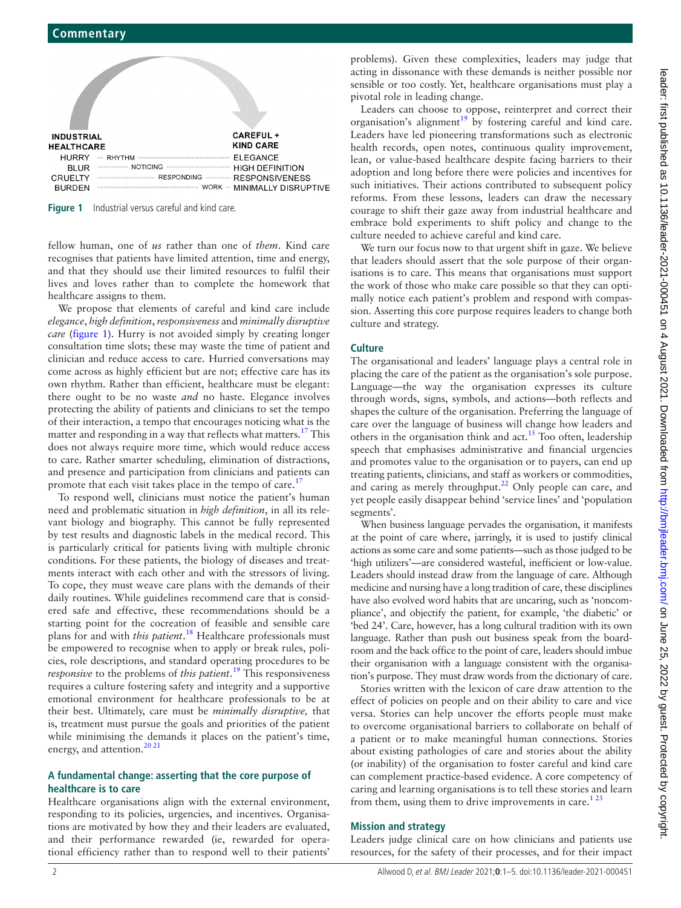| INDUSTRIAL HEALTHCARE | | CAREFUL + KIND CARE |
|---|---|---|
| HURRY | RHYTHM | ELEGANCE |
| BLUR | NOTICING | HIGH DEFINITION |
| CRUELTY | RESPONDING | RESPONSIVENESS |
| BURDEN | WORK | MINIMALLY DISRUPTIVE |

**Figure 1** Industrial versus careful and kind care.

fellow human, one of *us* rather than one of *them*. Kind care recognises that patients have limited attention, time and energy, and that they should use their limited resources to fulfil their lives and loves rather than to complete the homework that healthcare assigns to them.

We propose that elements of careful and kind care include *elegance*, *high definition*, *responsiveness* and *minimally disruptive care* (figure 1). Hurry is not avoided simply by creating longer consultation time slots; these may waste the time of patient and clinician and reduce access to care. Hurried conversations may come across as highly efficient but are not; effective care has its own rhythm. Rather than efficient, healthcare must be elegant: there ought to be no waste *and* no haste. Elegance involves protecting the ability of patients and clinicians to set the tempo of their interaction, a tempo that encourages noticing what is the matter and responding in a way that reflects what matters.[17] This does not always require more time, which would reduce access to care. Rather smarter scheduling, elimination of distractions, and presence and participation from clinicians and patients can promote that each visit takes place in the tempo of care.[17]

To respond well, clinicians must notice the patient's human need and problematic situation in *high definition*, in all its relevant biology and biography. This cannot be fully represented by test results and diagnostic labels in the medical record. This is particularly critical for patients living with multiple chronic conditions. For these patients, the biology of diseases and treatments interact with each other and with the stressors of living. To cope, they must weave care plans with the demands of their daily routines. While guidelines recommend care that is considered safe and effective, these recommendations should be a starting point for the cocreation of feasible and sensible care plans for and with *this patient*.[18] Healthcare professionals must be empowered to recognise when to apply or break rules, policies, role descriptions, and standard operating procedures to be *responsive* to the problems of *this patient*.[19] This responsiveness requires a culture fostering safety and integrity and a supportive emotional environment for healthcare professionals to be at their best. Ultimately, care must be *minimally disruptive,* that is, treatment must pursue the goals and priorities of the patient while minimising the demands it places on the patient's time, energy, and attention.[20,21]

## A fundamental change: asserting that the core purpose of healthcare is to care

Healthcare organisations align with the external environment, responding to its policies, urgencies, and incentives. Organisations are motivated by how they and their leaders are evaluated, and their performance rewarded (ie, rewarded for operational efficiency rather than to respond well to their patients' problems). Given these complexities, leaders may judge that acting in dissonance with these demands is neither possible nor sensible or too costly. Yet, healthcare organisations must play a pivotal role in leading change.

Leaders can choose to oppose, reinterpret and correct their organisation's alignment[19] by fostering careful and kind care. Leaders have led pioneering transformations such as electronic health records, open notes, continuous quality improvement, lean, or value-based healthcare despite facing barriers to their adoption and long before there were policies and incentives for such initiatives. Their actions contributed to subsequent policy reforms. From these lessons, leaders can draw the necessary courage to shift their gaze away from industrial healthcare and embrace bold experiments to shift policy and change to the culture needed to achieve careful and kind care.

We turn our focus now to that urgent shift in gaze. We believe that leaders should assert that the sole purpose of their organisations is to care. This means that organisations must support the work of those who make care possible so that they can optimally notice each patient's problem and respond with compassion. Asserting this core purpose requires leaders to change both culture and strategy.

### Culture

The organisational and leaders' language plays a central role in placing the care of the patient as the organisation's sole purpose. Language—the way the organisation expresses its culture through words, signs, symbols, and actions—both reflects and shapes the culture of the organisation. Preferring the language of care over the language of business will change how leaders and others in the organisation think and act.[15] Too often, leadership speech that emphasises administrative and financial urgencies and promotes value to the organisation or to payers, can end up treating patients, clinicians, and staff as workers or commodities, and caring as merely throughput.[22] Only people can care, and yet people easily disappear behind 'service lines' and 'population segments'.

When business language pervades the organisation, it manifests at the point of care where, jarringly, it is used to justify clinical actions as some care and some patients—such as those judged to be 'high utilizers'—are considered wasteful, inefficient or low-value. Leaders should instead draw from the language of care. Although medicine and nursing have a long tradition of care, these disciplines have also evolved word habits that are uncaring, such as 'noncompliance', and objectify the patient, for example, 'the diabetic' or 'bed 24'. Care, however, has a long cultural tradition with its own language. Rather than push out business speak from the boardroom and the back office to the point of care, leaders should imbue their organisation with a language consistent with the organisation's purpose. They must draw words from the dictionary of care.

Stories written with the lexicon of care draw attention to the effect of policies on people and on their ability to care and vice versa. Stories can help uncover the efforts people must make to overcome organisational barriers to collaborate on behalf of a patient or to make meaningful human connections. Stories about existing pathologies of care and stories about the ability (or inability) of the organisation to foster careful and kind care can complement practice-based evidence. A core competency of caring and learning organisations is to tell these stories and learn from them, using them to drive improvements in care.[1,23]

### Mission and strategy

Leaders judge clinical care on how clinicians and patients use resources, for the safety of their processes, and for their impact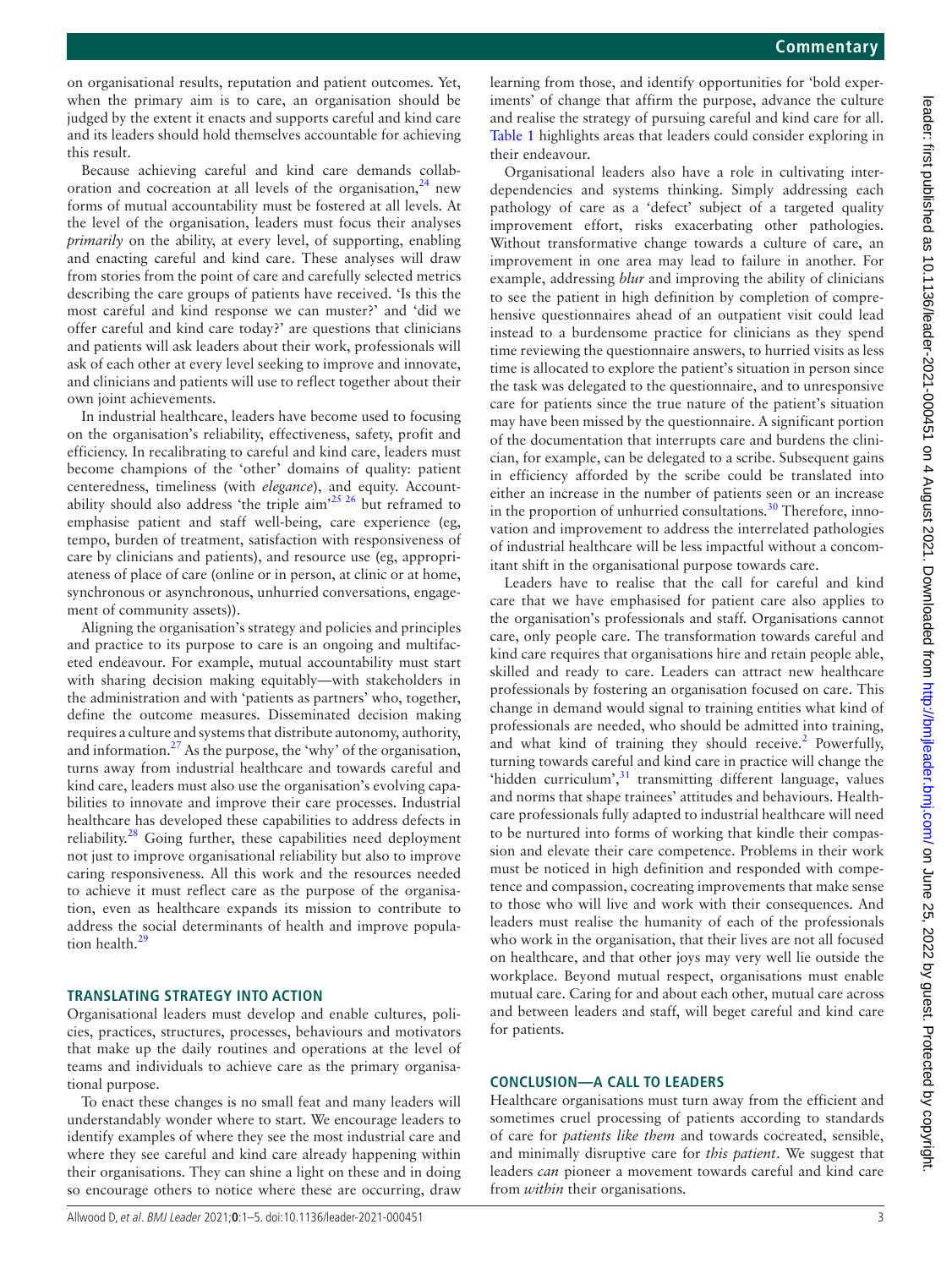on organisational results, reputation and patient outcomes. Yet, when the primary aim is to care, an organisation should be judged by the extent it enacts and supports careful and kind care and its leaders should hold themselves accountable for achieving this result.

Because achieving careful and kind care demands collaboration and cocreation at all levels of the organisation,[24] new forms of mutual accountability must be fostered at all levels. At the level of the organisation, leaders must focus their analyses *primarily* on the ability, at every level, of supporting, enabling and enacting careful and kind care. These analyses will draw from stories from the point of care and carefully selected metrics describing the care groups of patients have received. 'Is this the most careful and kind response we can muster?' and 'did we offer careful and kind care today?' are questions that clinicians and patients will ask leaders about their work, professionals will ask of each other at every level seeking to improve and innovate, and clinicians and patients will use to reflect together about their own joint achievements.

In industrial healthcare, leaders have become used to focusing on the organisation's reliability, effectiveness, safety, profit and efficiency. In recalibrating to careful and kind care, leaders must become champions of the 'other' domains of quality: patient centeredness, timeliness (with *elegance*), and equity. Accountability should also address 'the triple aim'[25 26] but reframed to emphasise patient and staff well-being, care experience (eg, tempo, burden of treatment, satisfaction with responsiveness of care by clinicians and patients), and resource use (eg, appropriateness of place of care (online or in person, at clinic or at home, synchronous or asynchronous, unhurried conversations, engagement of community assets)).

Aligning the organisation's strategy and policies and principles and practice to its purpose to care is an ongoing and multifaceted endeavour. For example, mutual accountability must start with sharing decision making equitably—with stakeholders in the administration and with 'patients as partners' who, together, define the outcome measures. Disseminated decision making requires a culture and systems that distribute autonomy, authority, and information.[27] As the purpose, the 'why' of the organisation, turns away from industrial healthcare and towards careful and kind care, leaders must also use the organisation's evolving capabilities to innovate and improve their care processes. Industrial healthcare has developed these capabilities to address defects in reliability.[28] Going further, these capabilities need deployment not just to improve organisational reliability but also to improve caring responsiveness. All this work and the resources needed to achieve it must reflect care as the purpose of the organisation, even as healthcare expands its mission to contribute to address the social determinants of health and improve population health.[29]

## TRANSLATING STRATEGY INTO ACTION

Organisational leaders must develop and enable cultures, policies, practices, structures, processes, behaviours and motivators that make up the daily routines and operations at the level of teams and individuals to achieve care as the primary organisational purpose.

To enact these changes is no small feat and many leaders will understandably wonder where to start. We encourage leaders to identify examples of where they see the most industrial care and where they see careful and kind care already happening within their organisations. They can shine a light on these and in doing so encourage others to notice where these are occurring, draw learning from those, and identify opportunities for 'bold experiments' of change that affirm the purpose, advance the culture and realise the strategy of pursuing careful and kind care for all. Table 1 highlights areas that leaders could consider exploring in their endeavour.

Organisational leaders also have a role in cultivating interdependencies and systems thinking. Simply addressing each pathology of care as a 'defect' subject of a targeted quality improvement effort, risks exacerbating other pathologies. Without transformative change towards a culture of care, an improvement in one area may lead to failure in another. For example, addressing *blur* and improving the ability of clinicians to see the patient in high definition by completion of comprehensive questionnaires ahead of an outpatient visit could lead instead to a burdensome practice for clinicians as they spend time reviewing the questionnaire answers, to hurried visits as less time is allocated to explore the patient's situation in person since the task was delegated to the questionnaire, and to unresponsive care for patients since the true nature of the patient's situation may have been missed by the questionnaire. A significant portion of the documentation that interrupts care and burdens the clinician, for example, can be delegated to a scribe. Subsequent gains in efficiency afforded by the scribe could be translated into either an increase in the number of patients seen or an increase in the proportion of unhurried consultations.[30] Therefore, innovation and improvement to address the interrelated pathologies of industrial healthcare will be less impactful without a concomitant shift in the organisational purpose towards care.

Leaders have to realise that the call for careful and kind care that we have emphasised for patient care also applies to the organisation's professionals and staff. Organisations cannot care, only people care. The transformation towards careful and kind care requires that organisations hire and retain people able, skilled and ready to care. Leaders can attract new healthcare professionals by fostering an organisation focused on care. This change in demand would signal to training entities what kind of professionals are needed, who should be admitted into training, and what kind of training they should receive.[2] Powerfully, turning towards careful and kind care in practice will change the 'hidden curriculum',[31] transmitting different language, values and norms that shape trainees' attitudes and behaviours. Healthcare professionals fully adapted to industrial healthcare will need to be nurtured into forms of working that kindle their compassion and elevate their care competence. Problems in their work must be noticed in high definition and responded with competence and compassion, cocreating improvements that make sense to those who will live and work with their consequences. And leaders must realise the humanity of each of the professionals who work in the organisation, that their lives are not all focused on healthcare, and that other joys may very well lie outside the workplace. Beyond mutual respect, organisations must enable mutual care. Caring for and about each other, mutual care across and between leaders and staff, will beget careful and kind care for patients.

## CONCLUSION—A CALL TO LEADERS

Healthcare organisations must turn away from the efficient and sometimes cruel processing of patients according to standards of care for *patients like them* and towards cocreated, sensible, and minimally disruptive care for *this patient*. We suggest that leaders *can* pioneer a movement towards careful and kind care from *within* their organisations.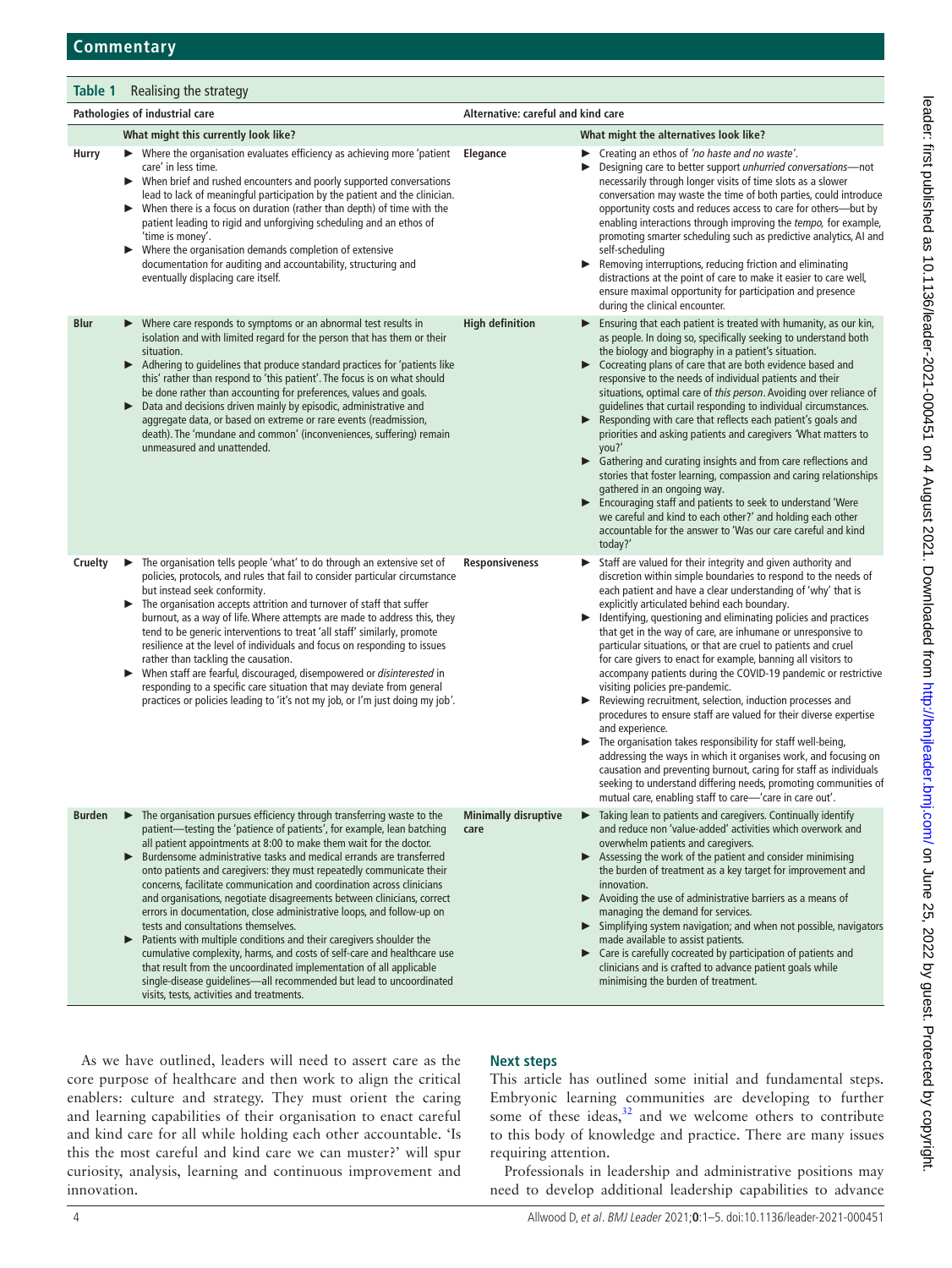**Table 1** Realising the strategy

| Pathologies of industrial care | | Alternative: careful and kind care | |
|---|---|---|---|
| | **What might this currently look like?** | | **What might the alternatives look like?** |
| **Hurry** | ► Where the organisation evaluates efficiency as achieving more 'patient care' in less time.<br>► When brief and rushed encounters and poorly supported conversations lead to lack of meaningful participation by the patient and the clinician.<br>► When there is a focus on duration (rather than depth) of time with the patient leading to rigid and unforgiving scheduling and an ethos of 'time is money'.<br>► Where the organisation demands completion of extensive documentation for auditing and accountability, structuring and eventually displacing care itself. | **Elegance** | ► Creating an ethos of *'no haste and no waste'*.<br>► Designing care to better support *unhurried conversations*—not necessarily through longer visits of time slots as a slower conversation may waste the time of both parties, could introduce opportunity costs and reduces access to care for others—but by enabling interactions through improving the *tempo,* for example, promoting smarter scheduling such as predictive analytics, AI and self-scheduling<br>► Removing interruptions, reducing friction and eliminating distractions at the point of care to make it easier to care well, ensure maximal opportunity for participation and presence during the clinical encounter. |
| **Blur** | ► Where care responds to symptoms or an abnormal test results in isolation and with limited regard for the person that has them or their situation.<br>► Adhering to guidelines that produce standard practices for 'patients like this' rather than respond to 'this patient'. The focus is on what should be done rather than accounting for preferences, values and goals.<br>► Data and decisions driven mainly by episodic, administrative and aggregate data, or based on extreme or rare events (readmission, death). The 'mundane and common' (inconveniences, suffering) remain unmeasured and unattended. | **High definition** | ► Ensuring that each patient is treated with humanity, as our kin, as people. In doing so, specifically seeking to understand both the biology and biography in a patient's situation.<br>► Cocreating plans of care that are both evidence based and responsive to the needs of individual patients and their situations, optimal care of *this person*. Avoiding over reliance of guidelines that curtail responding to individual circumstances.<br>► Responding with care that reflects each patient's goals and priorities and asking patients and caregivers 'What matters to you?'<br>► Gathering and curating insights and from care reflections and stories that foster learning, compassion and caring relationships gathered in an ongoing way.<br>► Encouraging staff and patients to seek to understand 'Were we careful and kind to each other?' and holding each other accountable for the answer to 'Was our care careful and kind today?' |
| **Cruelty** | ► The organisation tells people 'what' to do through an extensive set of policies, protocols, and rules that fail to consider particular circumstance but instead seek conformity.<br>► The organisation accepts attrition and turnover of staff that suffer burnout, as a way of life. Where attempts are made to address this, they tend to be generic interventions to treat 'all staff' similarly, promote resilience at the level of individuals and focus on responding to issues rather than tackling the causation.<br>► When staff are fearful, discouraged, disempowered or *disinterested* in responding to a specific care situation that may deviate from general practices or policies leading to 'it's not my job, or I'm just doing my job'. | **Responsiveness** | ► Staff are valued for their integrity and given authority and discretion within simple boundaries to respond to the needs of each patient and have a clear understanding of 'why' that is explicitly articulated behind each boundary.<br>► Identifying, questioning and eliminating policies and practices that get in the way of care, are inhumane or unresponsive to particular situations, or that are cruel to patients and cruel for care givers to enact for example, banning all visitors to accompany patients during the COVID-19 pandemic or restrictive visiting policies pre-pandemic.<br>► Reviewing recruitment, selection, induction processes and procedures to ensure staff are valued for their diverse expertise and experience.<br>► The organisation takes responsibility for staff well-being, addressing the ways in which it organises work, and focusing on causation and preventing burnout, caring for staff as individuals seeking to understand differing needs, promoting communities of mutual care, enabling staff to care—'care in care out'. |
| **Burden** | ► The organisation pursues efficiency through transferring waste to the patient—testing the 'patience of patients', for example, lean batching all patient appointments at 8:00 to make them wait for the doctor.<br>► Burdensome administrative tasks and medical errands are transferred onto patients and caregivers: they must repeatedly communicate their concerns, facilitate communication and coordination across clinicians and organisations, negotiate disagreements between clinicians, correct errors in documentation, close administrative loops, and follow-up on tests and consultations themselves.<br>► Patients with multiple conditions and their caregivers shoulder the cumulative complexity, harms, and costs of self-care and healthcare use that result from the uncoordinated implementation of all applicable single-disease guidelines—all recommended but lead to uncoordinated visits, tests, activities and treatments. | **Minimally disruptive care** | ► Taking lean to patients and caregivers. Continually identify and reduce non 'value-added' activities which overwork and overwhelm patients and caregivers.<br>► Assessing the work of the patient and consider minimising the burden of treatment as a key target for improvement and innovation.<br>► Avoiding the use of administrative barriers as a means of managing the demand for services.<br>► Simplifying system navigation; and when not possible, navigators made available to assist patients.<br>► Care is carefully cocreated by participation of patients and clinicians and is crafted to advance patient goals while minimising the burden of treatment. |

As we have outlined, leaders will need to assert care as the core purpose of healthcare and then work to align the critical enablers: culture and strategy. They must orient the caring and learning capabilities of their organisation to enact careful and kind care for all while holding each other accountable. 'Is this the most careful and kind care we can muster?' will spur curiosity, analysis, learning and continuous improvement and innovation.

## Next steps

This article has outlined some initial and fundamental steps. Embryonic learning communities are developing to further some of these ideas,[32] and we welcome others to contribute to this body of knowledge and practice. There are many issues requiring attention.

Professionals in leadership and administrative positions may need to develop additional leadership capabilities to advance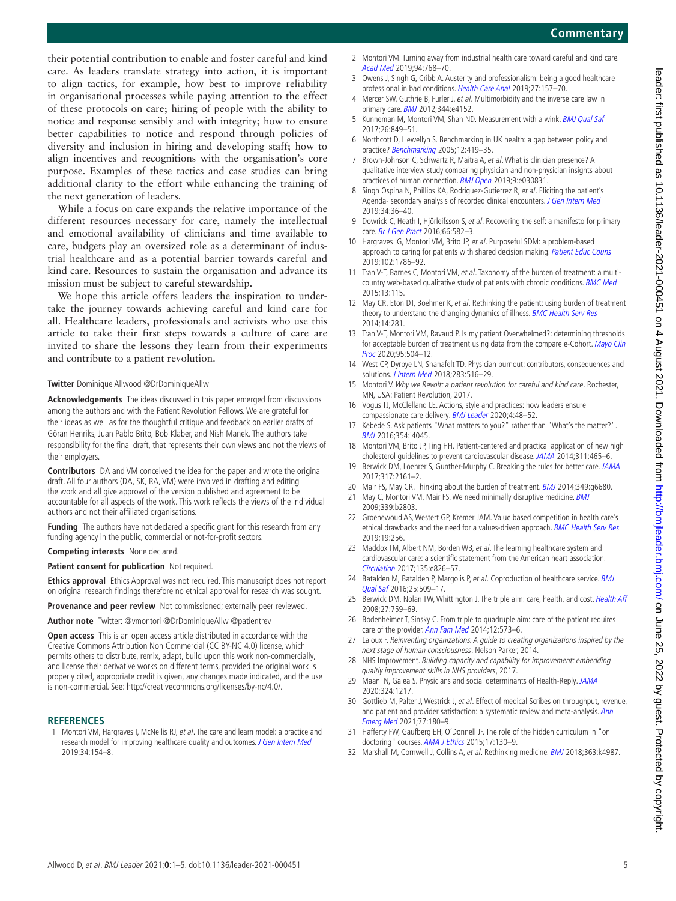their potential contribution to enable and foster careful and kind care. As leaders translate strategy into action, it is important to align tactics, for example, how best to improve reliability in organisational processes while paying attention to the effect of these protocols on care; hiring of people with the ability to notice and response sensibly and with integrity; how to ensure better capabilities to notice and respond through policies of diversity and inclusion in hiring and developing staff; how to align incentives and recognitions with the organisation's core purpose. Examples of these tactics and case studies can bring additional clarity to the effort while enhancing the training of the next generation of leaders.

While a focus on care expands the relative importance of the different resources necessary for care, namely the intellectual and emotional availability of clinicians and time available to care, budgets play an oversized role as a determinant of industrial healthcare and as a potential barrier towards careful and kind care. Resources to sustain the organisation and advance its mission must be subject to careful stewardship.

We hope this article offers leaders the inspiration to undertake the journey towards achieving careful and kind care for all. Healthcare leaders, professionals and activists who use this article to take their first steps towards a culture of care are invited to share the lessons they learn from their experiments and contribute to a patient revolution.

**Twitter** Dominique Allwood @DrDominiqueAllw

**Acknowledgements** The ideas discussed in this paper emerged from discussions among the authors and with the Patient Revolution Fellows. We are grateful for their ideas as well as for the thoughtful critique and feedback on earlier drafts of Göran Henriks, Juan Pablo Brito, Bob Klaber, and Nish Manek. The authors take responsibility for the final draft, that represents their own views and not the views of their employers.

**Contributors** DA and VM conceived the idea for the paper and wrote the original draft. All four authors (DA, SK, RA, VM) were involved in drafting and editing the work and all give approval of the version published and agreement to be accountable for all aspects of the work. This work reflects the views of the individual authors and not their affiliated organisations.

**Funding** The authors have not declared a specific grant for this research from any funding agency in the public, commercial or not-for-profit sectors.

**Competing interests** None declared.

**Patient consent for publication** Not required.

**Ethics approval** Ethics Approval was not required. This manuscript does not report on original research findings therefore no ethical approval for research was sought.

**Provenance and peer review** Not commissioned; externally peer reviewed.

**Author note** Twitter: @vmontori @DrDominiqueAllw @patientrev

**Open access** This is an open access article distributed in accordance with the Creative Commons Attribution Non Commercial (CC BY-NC 4.0) license, which permits others to distribute, remix, adapt, build upon this work non-commercially, and license their derivative works on different terms, provided the original work is properly cited, appropriate credit is given, any changes made indicated, and the use is non-commercial. See: http://creativecommons.org/licenses/by-nc/4.0/.

## REFERENCES

1. Montori VM, Hargraves I, McNellis RJ, *et al*. The care and learn model: a practice and research model for improving healthcare quality and outcomes. *J Gen Intern Med* 2019;34:154–8.
2. Montori VM. Turning away from industrial health care toward careful and kind care. *Acad Med* 2019;94:768–70.
3. Owens J, Singh G, Cribb A. Austerity and professionalism: being a good healthcare professional in bad conditions. *Health Care Anal* 2019;27:157–70.
4. Mercer SW, Guthrie B, Furler J, *et al*. Multimorbidity and the inverse care law in primary care. *BMJ* 2012;344:e4152.
5. Kunneman M, Montori VM, Shah ND. Measurement with a wink. *BMJ Qual Saf* 2017;26:849–51.
6. Northcott D, Llewellyn S. Benchmarking in UK health: a gap between policy and practice? *Benchmarking* 2005;12:419–35.
7. Brown-Johnson C, Schwartz R, Maitra A, *et al*. What is clinician presence? A qualitative interview study comparing physician and non-physician insights about practices of human connection. *BMJ Open* 2019;9:e030831.
8. Singh Ospina N, Phillips KA, Rodriguez-Gutierrez R, *et al*. Eliciting the patient's Agenda- secondary analysis of recorded clinical encounters. *J Gen Intern Med* 2019;34:36–40.
9. Dowrick C, Heath I, Hjörleifsson S, *et al*. Recovering the self: a manifesto for primary care. *Br J Gen Pract* 2016;66:582–3.
10. Hargraves IG, Montori VM, Brito JP, *et al*. Purposeful SDM: a problem-based approach to caring for patients with shared decision making. *Patient Educ Couns* 2019;102:1786–92.
11. Tran V-T, Barnes C, Montori VM, *et al*. Taxonomy of the burden of treatment: a multi-country web-based qualitative study of patients with chronic conditions. *BMC Med* 2015;13:115.
12. May CR, Eton DT, Boehmer K, *et al*. Rethinking the patient: using burden of treatment theory to understand the changing dynamics of illness. *BMC Health Serv Res* 2014;14:281.
13. Tran V-T, Montori VM, Ravaud P. Is my patient Overwhelmed?: determining thresholds for acceptable burden of treatment using data from the compare e-Cohort. *Mayo Clin Proc* 2020;95:504–12.
14. West CP, Dyrbye LN, Shanafelt TD. Physician burnout: contributors, consequences and solutions. *J Intern Med* 2018;283:516–29.
15. Montori V. *Why we Revolt: a patient revolution for careful and kind care*. Rochester, MN, USA: Patient Revolution, 2017.
16. Vogus TJ, McClelland LE. Actions, style and practices: how leaders ensure compassionate care delivery. *BMJ Leader* 2020;4:48–52.
17. Kebede S. Ask patients "What matters to you?" rather than "What's the matter?". *BMJ* 2016;354:i4045.
18. Montori VM, Brito JP, Ting HH. Patient-centered and practical application of new high cholesterol guidelines to prevent cardiovascular disease. *JAMA* 2014;311:465–6.
19. Berwick DM, Loehrer S, Gunther-Murphy C. Breaking the rules for better care. *JAMA* 2017;317:2161–2.
20. Mair FS, May CR. Thinking about the burden of treatment. *BMJ* 2014;349:g6680.
21. May C, Montori VM, Mair FS. We need minimally disruptive medicine. *BMJ* 2009;339:b2803.
22. Groenewoud AS, Westert GP, Kremer JAM. Value based competition in health care's ethical drawbacks and the need for a values-driven approach. *BMC Health Serv Res* 2019;19:256.
23. Maddox TM, Albert NM, Borden WB, *et al*. The learning healthcare system and cardiovascular care: a scientific statement from the American heart association. *Circulation* 2017;135:e826–57.
24. Batalden M, Batalden P, Margolis P, *et al*. Coproduction of healthcare service. *BMJ Qual Saf* 2016;25:509–17.
25. Berwick DM, Nolan TW, Whittington J. The triple aim: care, health, and cost. *Health Aff* 2008;27:759–69.
26. Bodenheimer T, Sinsky C. From triple to quadruple aim: care of the patient requires care of the provider. *Ann Fam Med* 2014;12:573–6.
27. Laloux F. *Reinventing organizations. A guide to creating organizations inspired by the next stage of human consciousness*. Nelson Parker, 2014.
28. NHS Improvement. *Building capacity and capability for improvement: embedding qualtiy improvement skills in NHS providers*, 2017.
29. Maani N, Galea S. Physicians and social determinants of Health-Reply. *JAMA* 2020;324:1217.
30. Gottlieb M, Palter J, Westrick J, *et al*. Effect of medical Scribes on throughput, revenue, and patient and provider satisfaction: a systematic review and meta-analysis. *Ann Emerg Med* 2021;77:180–9.
31. Hafferty FW, Gaufberg EH, O'Donnell JF. The role of the hidden curriculum in "on doctoring" courses. *AMA J Ethics* 2015;17:130–9.
32. Marshall M, Cornwell J, Collins A, *et al*. Rethinking medicine. *BMJ* 2018;363:k4987.